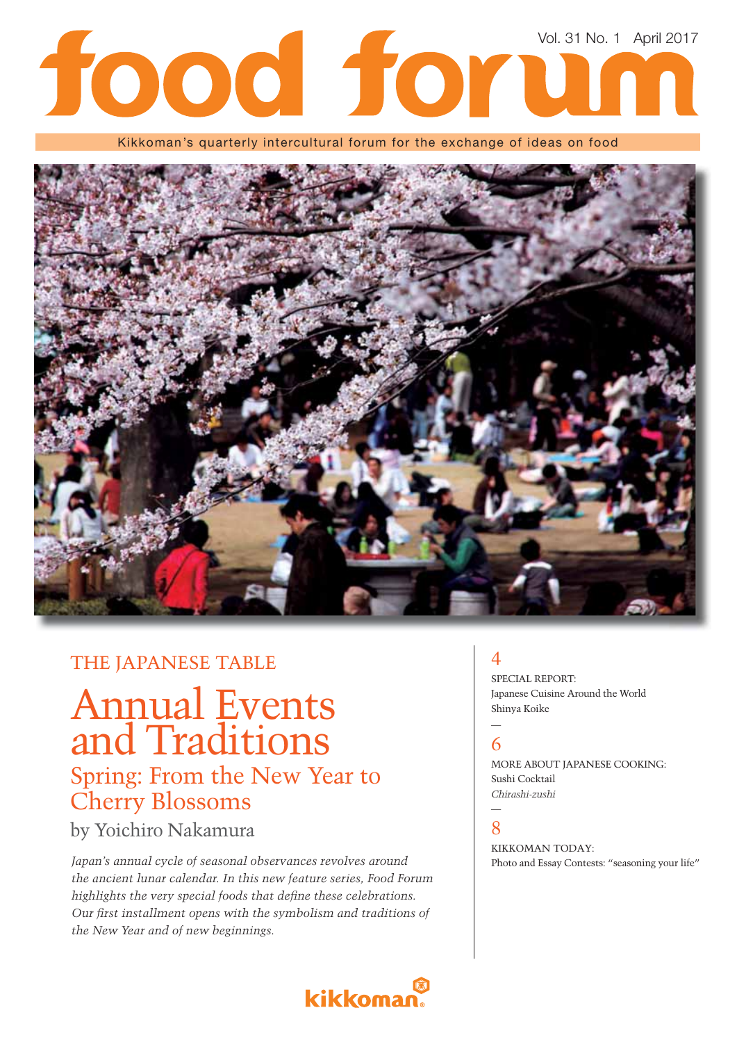# food forum

Vol. 31 No. 1 April 2017

Kikkoman's quarterly intercultural forum for the exchange of ideas on food

## THE JAPANESE TABLE

# Annual Events and Traditions

## Spring: From the New Year to Cherry Blossoms

by Yoichiro Nakamura

*Japan's annual cycle of seasonal observances revolves around the ancient lunar calendar. In this new feature series, Food Forum highlights the very special foods that define these celebrations. Our first installment opens with the symbolism and traditions of the New Year and of new beginnings.*

4

SPECIAL REPORT:
Japanese Cuisine Around the World
Shinya Koike

—

6

MORE ABOUT JAPANESE COOKING:
Sushi Cocktail
*Chirashi-zushi*

—

8

KIKKOMAN TODAY:
Photo and Essay Contests: "seasoning your life"

kikkoman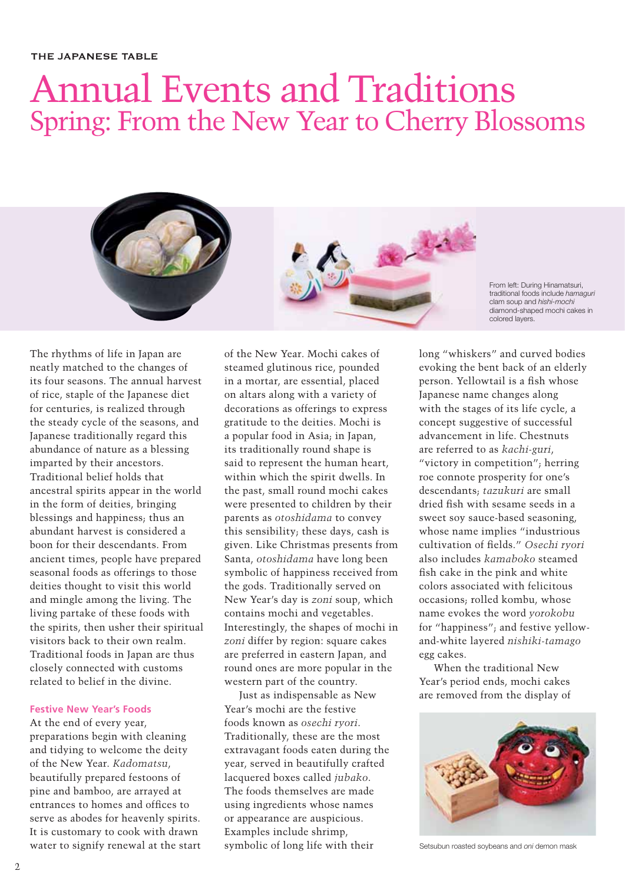THE JAPANESE TABLE

# Annual Events and Traditions
## Spring: From the New Year to Cherry Blossoms

From left: During Hinamatsuri, traditional foods include *hamaguri* clam soup and *hishi-mochi* diamond-shaped mochi cakes in colored layers.

The rhythms of life in Japan are neatly matched to the changes of its four seasons. The annual harvest of rice, staple of the Japanese diet for centuries, is realized through the steady cycle of the seasons, and Japanese traditionally regard this abundance of nature as a blessing imparted by their ancestors. Traditional belief holds that ancestral spirits appear in the world in the form of deities, bringing blessings and happiness; thus an abundant harvest is considered a boon for their descendants. From ancient times, people have prepared seasonal foods as offerings to those deities thought to visit this world and mingle among the living. The living partake of these foods with the spirits, then usher their spiritual visitors back to their own realm. Traditional foods in Japan are thus closely connected with customs related to belief in the divine.

### Festive New Year's Foods

At the end of every year, preparations begin with cleaning and tidying to welcome the deity of the New Year. *Kadomatsu*, beautifully prepared festoons of pine and bamboo, are arrayed at entrances to homes and offices to serve as abodes for heavenly spirits. It is customary to cook with drawn water to signify renewal at the start of the New Year. Mochi cakes of steamed glutinous rice, pounded in a mortar, are essential, placed on altars along with a variety of decorations as offerings to express gratitude to the deities. Mochi is a popular food in Asia; in Japan, its traditionally round shape is said to represent the human heart, within which the spirit dwells. In the past, small round mochi cakes were presented to children by their parents as *otoshidama* to convey this sensibility; these days, cash is given. Like Christmas presents from Santa, *otoshidama* have long been symbolic of happiness received from the gods. Traditionally served on New Year's day is *zoni* soup, which contains mochi and vegetables. Interestingly, the shapes of mochi in *zoni* differ by region: square cakes are preferred in eastern Japan, and round ones are more popular in the western part of the country.

Just as indispensable as New Year's mochi are the festive foods known as *osechi ryori*. Traditionally, these are the most extravagant foods eaten during the year, served in beautifully crafted lacquered boxes called *jubako*. The foods themselves are made using ingredients whose names or appearance are auspicious. Examples include shrimp, symbolic of long life with their long "whiskers" and curved bodies evoking the bent back of an elderly person. Yellowtail is a fish whose Japanese name changes along with the stages of its life cycle, a concept suggestive of successful advancement in life. Chestnuts are referred to as *kachi-guri*, "victory in competition"; herring roe connote prosperity for one's descendants; *tazukuri* are small dried fish with sesame seeds in a sweet soy sauce-based seasoning, whose name implies "industrious cultivation of fields." *Osechi ryori* also includes *kamaboko* steamed fish cake in the pink and white colors associated with felicitous occasions; rolled kombu, whose name evokes the word *yorokobu* for "happiness"; and festive yellow-and-white layered *nishiki-tamago* egg cakes.

When the traditional New Year's period ends, mochi cakes are removed from the display of

Setsubun roasted soybeans and *oni* demon mask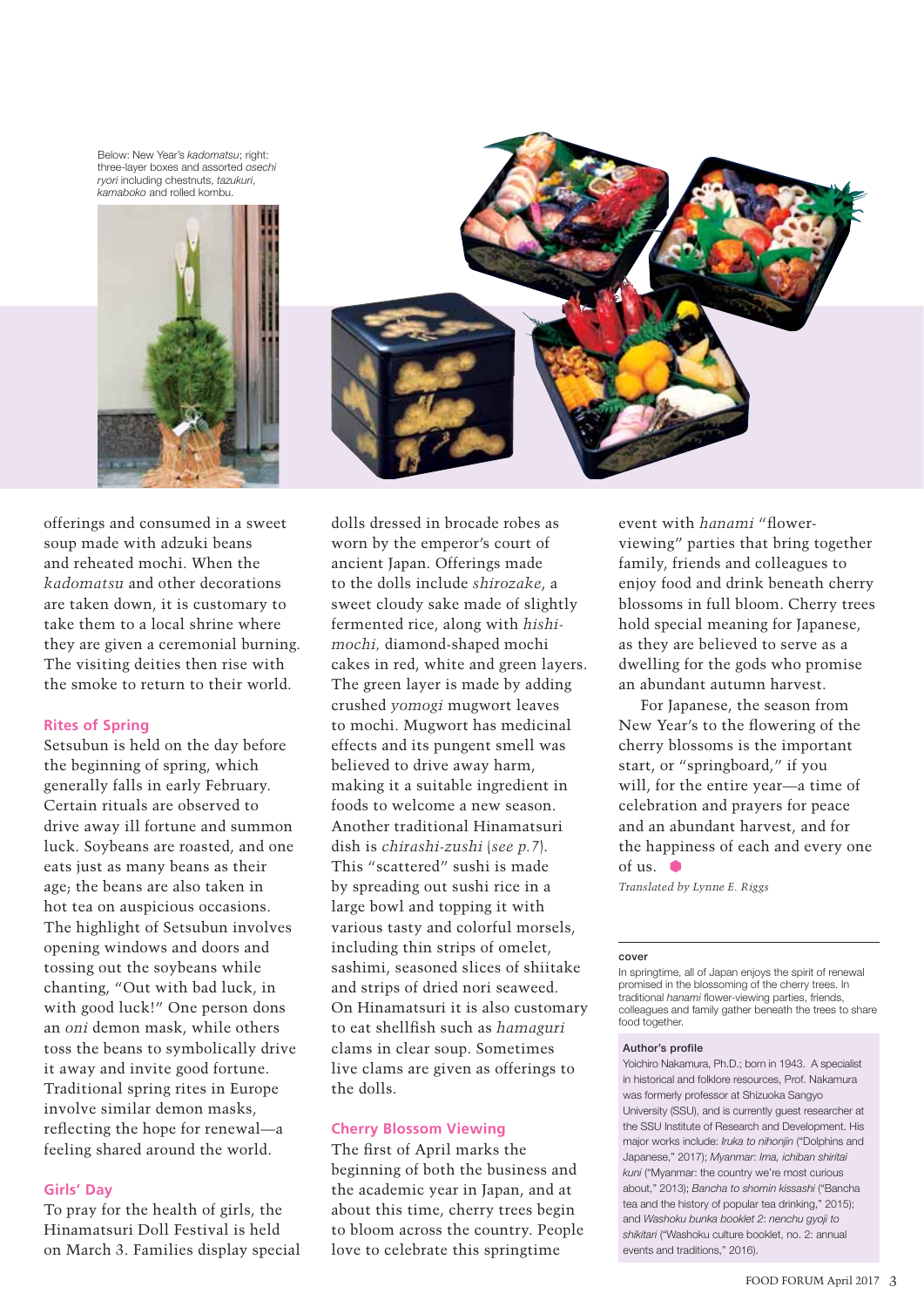Below: New Year's *kadomatsu*; right: three-layer boxes and assorted *osechi ryori* including chestnuts, *tazukuri*, *kamaboko* and rolled kombu.

offerings and consumed in a sweet soup made with adzuki beans and reheated mochi. When the *kadomatsu* and other decorations are taken down, it is customary to take them to a local shrine where they are given a ceremonial burning. The visiting deities then rise with the smoke to return to their world.

### Rites of Spring

Setsubun is held on the day before the beginning of spring, which generally falls in early February. Certain rituals are observed to drive away ill fortune and summon luck. Soybeans are roasted, and one eats just as many beans as their age; the beans are also taken in hot tea on auspicious occasions. The highlight of Setsubun involves opening windows and doors and tossing out the soybeans while chanting, "Out with bad luck, in with good luck!" One person dons an *oni* demon mask, while others toss the beans to symbolically drive it away and invite good fortune. Traditional spring rites in Europe involve similar demon masks, reflecting the hope for renewal—a feeling shared around the world.

### Girls' Day

To pray for the health of girls, the Hinamatsuri Doll Festival is held on March 3. Families display special dolls dressed in brocade robes as worn by the emperor's court of ancient Japan. Offerings made to the dolls include *shirozake*, a sweet cloudy sake made of slightly fermented rice, along with *hishi-mochi,* diamond-shaped mochi cakes in red, white and green layers. The green layer is made by adding crushed *yomogi* mugwort leaves to mochi. Mugwort has medicinal effects and its pungent smell was believed to drive away harm, making it a suitable ingredient in foods to welcome a new season. Another traditional Hinamatsuri dish is *chirashi-zushi* (*see p. 7*). This "scattered" sushi is made by spreading out sushi rice in a large bowl and topping it with various tasty and colorful morsels, including thin strips of omelet, sashimi, seasoned slices of shiitake and strips of dried nori seaweed. On Hinamatsuri it is also customary to eat shellfish such as *hamaguri* clams in clear soup. Sometimes live clams are given as offerings to the dolls.

### Cherry Blossom Viewing

The first of April marks the beginning of both the business and the academic year in Japan, and at about this time, cherry trees begin to bloom across the country. People love to celebrate this springtime event with *hanami* "flower-viewing" parties that bring together family, friends and colleagues to enjoy food and drink beneath cherry blossoms in full bloom. Cherry trees hold special meaning for Japanese, as they are believed to serve as a dwelling for the gods who promise an abundant autumn harvest.

For Japanese, the season from New Year's to the flowering of the cherry blossoms is the important start, or "springboard," if you will, for the entire year—a time of celebration and prayers for peace and an abundant harvest, and for the happiness of each and every one of us.

*Translated by Lynne E. Riggs*

---

**cover**

In springtime, all of Japan enjoys the spirit of renewal promised in the blossoming of the cherry trees. In traditional *hanami* flower-viewing parties, friends, colleagues and family gather beneath the trees to share food together.

**Author's profile**

Yoichiro Nakamura, Ph.D.; born in 1943. A specialist in historical and folklore resources, Prof. Nakamura was formerly professor at Shizuoka Sangyo University (SSU), and is currently guest researcher at the SSU Institute of Research and Development. His major works include: *Iruka to nihonjin* ("Dolphins and Japanese," 2017); *Myanmar: Ima, ichiban shiritai kuni* ("Myanmar: the country we're most curious about," 2013); *Bancha to shomin kissashi* ("Bancha tea and the history of popular tea drinking," 2015); and *Washoku bunka booklet 2: nenchu gyoji to shikitari* ("Washoku culture booklet, no. 2: annual events and traditions," 2016).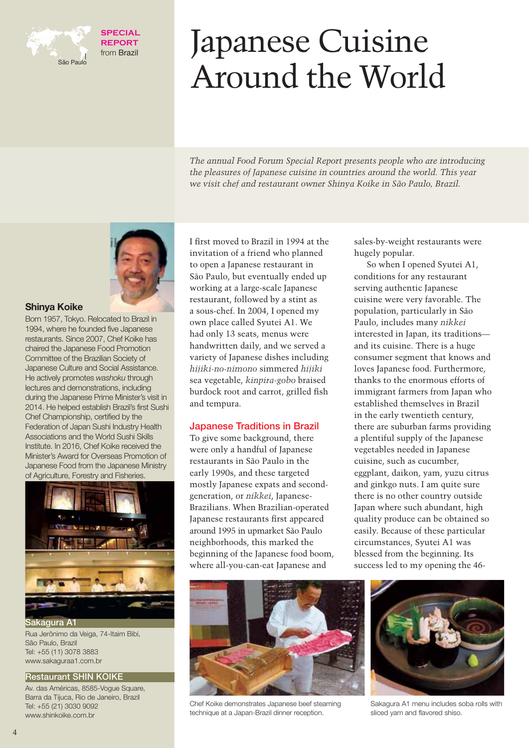**SPECIAL REPORT** from Brazil

São Paulo

# Japanese Cuisine Around the World

*The annual Food Forum Special Report presents people who are introducing the pleasures of Japanese cuisine in countries around the world. This year we visit chef and restaurant owner Shinya Koike in São Paulo, Brazil.*

### Shinya Koike

Born 1957, Tokyo. Relocated to Brazil in 1994, where he founded five Japanese restaurants. Since 2007, Chef Koike has chaired the Japanese Food Promotion Committee of the Brazilian Society of Japanese Culture and Social Assistance. He actively promotes *washoku* through lectures and demonstrations, including during the Japanese Prime Minister's visit in 2014. He helped establish Brazil's first Sushi Chef Championship, certified by the Federation of Japan Sushi Industry Health Associations and the World Sushi Skills Institute. In 2016, Chef Koike received the Minister's Award for Overseas Promotion of Japanese Food from the Japanese Ministry of Agriculture, Forestry and Fisheries.

**Sakagura A1**

Rua Jerônimo da Veiga, 74-Itaim Bibi, São Paulo, Brazil
Tel: +55 (11) 3078 3883
www.sakaguraa1.com.br

**Restaurant SHIN KOIKE**

Av. das Américas, 8585-Vogue Square, Barra da Tijuca, Rio de Janeiro, Brazil
Tel: +55 (21) 3030 9092
www.shinkoike.com.br

I first moved to Brazil in 1994 at the invitation of a friend who planned to open a Japanese restaurant in São Paulo, but eventually ended up working at a large-scale Japanese restaurant, followed by a stint as a sous-chef. In 2004, I opened my own place called Syutei A1. We had only 13 seats, menus were handwritten daily, and we served a variety of Japanese dishes including *hijiki-no-nimono* simmered *hijiki* sea vegetable, *kinpira-gobo* braised burdock root and carrot, grilled fish and tempura.

## Japanese Traditions in Brazil

To give some background, there were only a handful of Japanese restaurants in São Paulo in the early 1990s, and these targeted mostly Japanese expats and second-generation, or *nikkei*, Japanese-Brazilians. When Brazilian-operated Japanese restaurants first appeared around 1995 in upmarket São Paulo neighborhoods, this marked the beginning of the Japanese food boom, where all-you-can-eat Japanese and sales-by-weight restaurants were hugely popular.

So when I opened Syutei A1, conditions for any restaurant serving authentic Japanese cuisine were very favorable. The population, particularly in São Paulo, includes many *nikkei* interested in Japan, its traditions—and its cuisine. There is a huge consumer segment that knows and loves Japanese food. Furthermore, thanks to the enormous efforts of immigrant farmers from Japan who established themselves in Brazil in the early twentieth century, there are suburban farms providing a plentiful supply of the Japanese vegetables needed in Japanese cuisine, such as cucumber, eggplant, daikon, yam, yuzu citrus and ginkgo nuts. I am quite sure there is no other country outside Japan where such abundant, high quality produce can be obtained so easily. Because of these particular circumstances, Syutei A1 was blessed from the beginning. Its success led to my opening the 46-

Chef Koike demonstrates Japanese beef steaming technique at a Japan-Brazil dinner reception.

Sakagura A1 menu includes soba rolls with sliced yam and flavored shiso.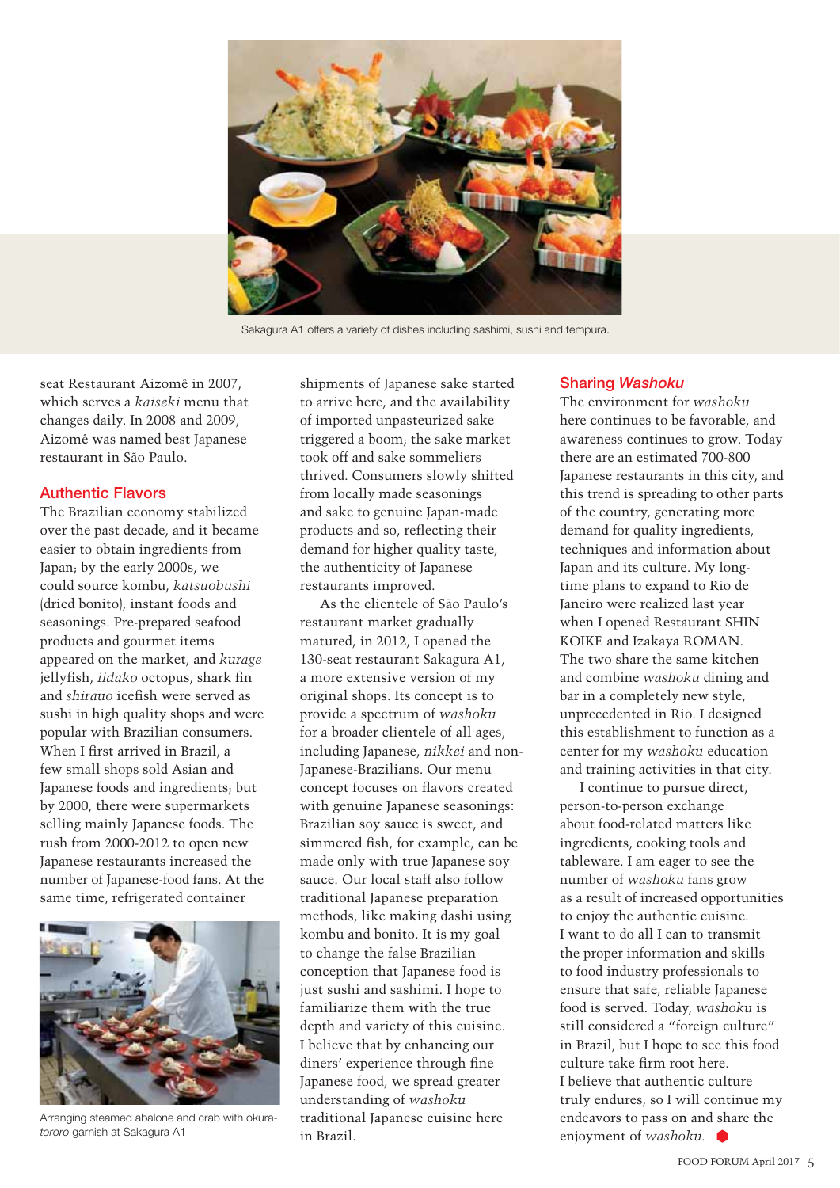Sakagura A1 offers a variety of dishes including sashimi, sushi and tempura.

seat Restaurant Aizomê in 2007, which serves a *kaiseki* menu that changes daily. In 2008 and 2009, Aizomê was named best Japanese restaurant in São Paulo.

## Authentic Flavors

The Brazilian economy stabilized over the past decade, and it became easier to obtain ingredients from Japan; by the early 2000s, we could source kombu, *katsuobushi* (dried bonito), instant foods and seasonings. Pre-prepared seafood products and gourmet items appeared on the market, and *kurage* jellyfish, *iidako* octopus, shark fin and *shirauo* icefish were served as sushi in high quality shops and were popular with Brazilian consumers. When I first arrived in Brazil, a few small shops sold Asian and Japanese foods and ingredients; but by 2000, there were supermarkets selling mainly Japanese foods. The rush from 2000-2012 to open new Japanese restaurants increased the number of Japanese-food fans. At the same time, refrigerated container shipments of Japanese sake started to arrive here, and the availability of imported unpasteurized sake triggered a boom; the sake market took off and sake sommeliers thrived. Consumers slowly shifted from locally made seasonings and sake to genuine Japan-made products and so, reflecting their demand for higher quality taste, the authenticity of Japanese restaurants improved.

As the clientele of São Paulo's restaurant market gradually matured, in 2012, I opened the 130-seat restaurant Sakagura A1, a more extensive version of my original shops. Its concept is to provide a spectrum of *washoku* for a broader clientele of all ages, including Japanese, *nikkei* and non-Japanese-Brazilians. Our menu concept focuses on flavors created with genuine Japanese seasonings: Brazilian soy sauce is sweet, and simmered fish, for example, can be made only with true Japanese soy sauce. Our local staff also follow traditional Japanese preparation methods, like making dashi using kombu and bonito. It is my goal to change the false Brazilian conception that Japanese food is just sushi and sashimi. I hope to familiarize them with the true depth and variety of this cuisine. I believe that by enhancing our diners' experience through fine Japanese food, we spread greater understanding of *washoku* traditional Japanese cuisine here in Brazil.

Arranging steamed abalone and crab with okura-*tororo* garnish at Sakagura A1

## Sharing *Washoku*

The environment for *washoku* here continues to be favorable, and awareness continues to grow. Today there are an estimated 700-800 Japanese restaurants in this city, and this trend is spreading to other parts of the country, generating more demand for quality ingredients, techniques and information about Japan and its culture. My long-time plans to expand to Rio de Janeiro were realized last year when I opened Restaurant SHIN KOIKE and Izakaya ROMAN. The two share the same kitchen and combine *washoku* dining and bar in a completely new style, unprecedented in Rio. I designed this establishment to function as a center for my *washoku* education and training activities in that city.

I continue to pursue direct, person-to-person exchange about food-related matters like ingredients, cooking tools and tableware. I am eager to see the number of *washoku* fans grow as a result of increased opportunities to enjoy the authentic cuisine. I want to do all I can to transmit the proper information and skills to food industry professionals to ensure that safe, reliable Japanese food is served. Today, *washoku* is still considered a "foreign culture" in Brazil, but I hope to see this food culture take firm root here. I believe that authentic culture truly endures, so I will continue my endeavors to pass on and share the enjoyment of *washoku.*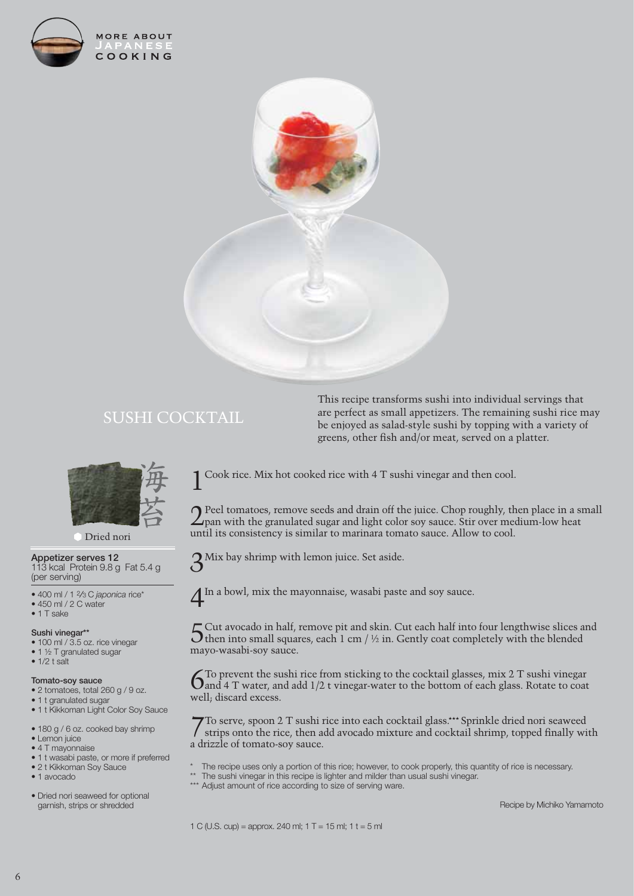# SUSHI COCKTAIL

This recipe transforms sushi into individual servings that are perfect as small appetizers. The remaining sushi rice may be enjoyed as salad-style sushi by topping with a variety of greens, other fish and/or meat, served on a platter.

海苔

Dried nori

**Appetizer serves 12**
113 kcal Protein 9.8 g Fat 5.4 g (per serving)

- 400 ml / 1 ⅔ C *japonica* rice*
- 450 ml / 2 C water
- 1 T sake

**Sushi vinegar****
- 100 ml / 3.5 oz. rice vinegar
- 1 ½ T granulated sugar
- 1/2 t salt

**Tomato-soy sauce**
- 2 tomatoes, total 260 g / 9 oz.
- 1 t granulated sugar
- 1 t Kikkoman Light Color Soy Sauce

- 180 g / 6 oz. cooked bay shrimp
- Lemon juice
- 4 T mayonnaise
- 1 t wasabi paste, or more if preferred
- 2 t Kikkoman Soy Sauce
- 1 avocado

- Dried nori seaweed for optional garnish, strips or shredded

1. Cook rice. Mix hot cooked rice with 4 T sushi vinegar and then cool.

2. Peel tomatoes, remove seeds and drain off the juice. Chop roughly, then place in a small pan with the granulated sugar and light color soy sauce. Stir over medium-low heat until its consistency is similar to marinara tomato sauce. Allow to cool.

3. Mix bay shrimp with lemon juice. Set aside.

4. In a bowl, mix the mayonnaise, wasabi paste and soy sauce.

5. Cut avocado in half, remove pit and skin. Cut each half into four lengthwise slices and then into small squares, each 1 cm / ½ in. Gently coat completely with the blended mayo-wasabi-soy sauce.

6. To prevent the sushi rice from sticking to the cocktail glasses, mix 2 T sushi vinegar and 4 T water, and add 1/2 t vinegar-water to the bottom of each glass. Rotate to coat well; discard excess.

7. To serve, spoon 2 T sushi rice into each cocktail glass.*** Sprinkle dried nori seaweed strips onto the rice, then add avocado mixture and cocktail shrimp, topped finally with a drizzle of tomato-soy sauce.

\* The recipe uses only a portion of this rice; however, to cook properly, this quantity of rice is necessary.
** The sushi vinegar in this recipe is lighter and milder than usual sushi vinegar.
*** Adjust amount of rice according to size of serving ware.

Recipe by Michiko Yamamoto

1 C (U.S. cup) = approx. 240 ml; 1 T = 15 ml; 1 t = 5 ml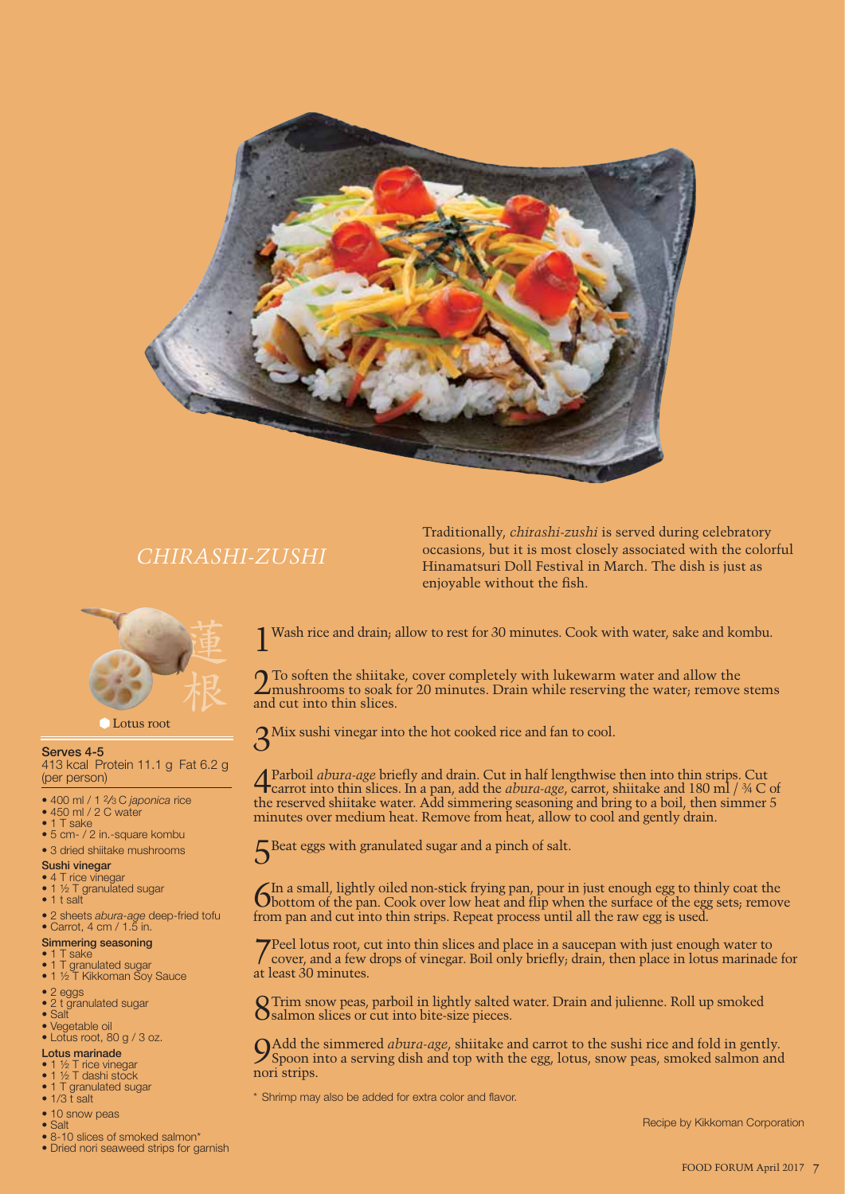# *CHIRASHI-ZUSHI*

Traditionally, *chirashi-zushi* is served during celebratory occasions, but it is most closely associated with the colorful Hinamatsuri Doll Festival in March. The dish is just as enjoyable without the fish.

蓮根

Lotus root

**Serves 4-5**
413 kcal Protein 11.1 g Fat 6.2 g (per person)

- 400 ml / 1 ⅔ C *japonica* rice
- 450 ml / 2 C water
- 1 T sake
- 5 cm- / 2 in.-square kombu
- 3 dried shiitake mushrooms

**Sushi vinegar**

- 4 T rice vinegar
- 1 ½ T granulated sugar
- 1 t salt

- 2 sheets *abura-age* deep-fried tofu
- Carrot, 4 cm / 1.5 in.

**Simmering seasoning**

- 1 T sake
- 1 T granulated sugar
- 1 ½ T Kikkoman Soy Sauce

- 2 eggs
- 2 t granulated sugar
- Salt
- Vegetable oil
- Lotus root, 80 g / 3 oz.

**Lotus marinade**

- 1 ½ T rice vinegar
- 1 ½ T dashi stock
- 1 T granulated sugar
- 1/3 t salt

- 10 snow peas
- Salt
- 8-10 slices of smoked salmon*
- Dried nori seaweed strips for garnish

1. Wash rice and drain; allow to rest for 30 minutes. Cook with water, sake and kombu.

2. To soften the shiitake, cover completely with lukewarm water and allow the mushrooms to soak for 20 minutes. Drain while reserving the water; remove stems and cut into thin slices.

3. Mix sushi vinegar into the hot cooked rice and fan to cool.

4. Parboil *abura-age* briefly and drain. Cut in half lengthwise then into thin strips. Cut carrot into thin slices. In a pan, add the *abura-age*, carrot, shiitake and 180 ml / ¾ C of the reserved shiitake water. Add simmering seasoning and bring to a boil, then simmer 5 minutes over medium heat. Remove from heat, allow to cool and gently drain.

5. Beat eggs with granulated sugar and a pinch of salt.

6. In a small, lightly oiled non-stick frying pan, pour in just enough egg to thinly coat the bottom of the pan. Cook over low heat and flip when the surface of the egg sets; remove from pan and cut into thin strips. Repeat process until all the raw egg is used.

7. Peel lotus root, cut into thin slices and place in a saucepan with just enough water to cover, and a few drops of vinegar. Boil only briefly; drain, then place in lotus marinade for at least 30 minutes.

8. Trim snow peas, parboil in lightly salted water. Drain and julienne. Roll up smoked salmon slices or cut into bite-size pieces.

9. Add the simmered *abura-age*, shiitake and carrot to the sushi rice and fold in gently. Spoon into a serving dish and top with the egg, lotus, snow peas, smoked salmon and nori strips.

\* Shrimp may also be added for extra color and flavor.

Recipe by Kikkoman Corporation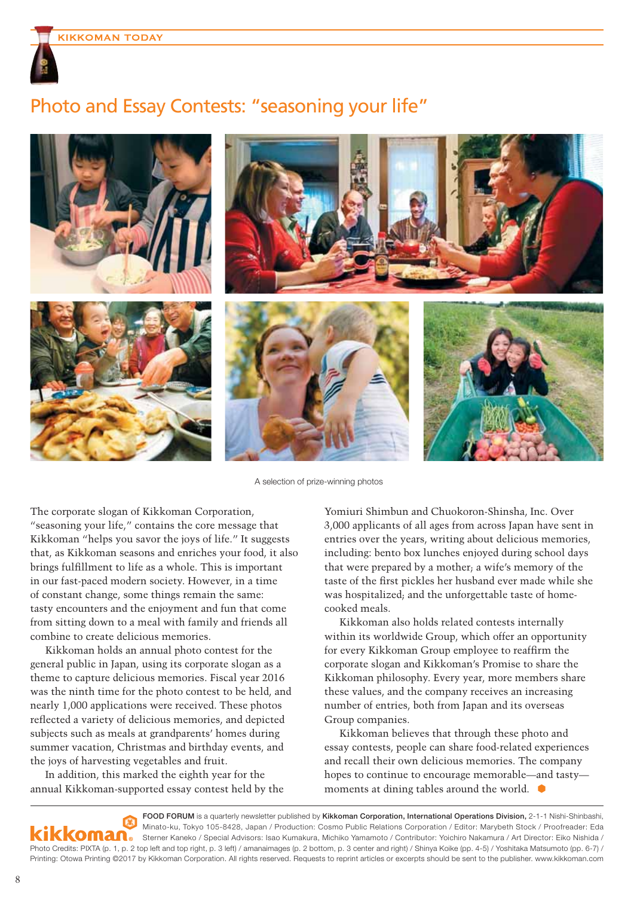KIKKOMAN TODAY

# Photo and Essay Contests: "seasoning your life"

A selection of prize-winning photos

The corporate slogan of Kikkoman Corporation, "seasoning your life," contains the core message that Kikkoman "helps you savor the joys of life." It suggests that, as Kikkoman seasons and enriches your food, it also brings fulfillment to life as a whole. This is important in our fast-paced modern society. However, in a time of constant change, some things remain the same: tasty encounters and the enjoyment and fun that come from sitting down to a meal with family and friends all combine to create delicious memories.

Kikkoman holds an annual photo contest for the general public in Japan, using its corporate slogan as a theme to capture delicious memories. Fiscal year 2016 was the ninth time for the photo contest to be held, and nearly 1,000 applications were received. These photos reflected a variety of delicious memories, and depicted subjects such as meals at grandparents' homes during summer vacation, Christmas and birthday events, and the joys of harvesting vegetables and fruit.

In addition, this marked the eighth year for the annual Kikkoman-supported essay contest held by the Yomiuri Shimbun and Chuokoron-Shinsha, Inc. Over 3,000 applicants of all ages from across Japan have sent in entries over the years, writing about delicious memories, including: bento box lunches enjoyed during school days that were prepared by a mother; a wife's memory of the taste of the first pickles her husband ever made while she was hospitalized; and the unforgettable taste of home-cooked meals.

Kikkoman also holds related contests internally within its worldwide Group, which offer an opportunity for every Kikkoman Group employee to reaffirm the corporate slogan and Kikkoman's Promise to share the Kikkoman philosophy. Every year, more members share these values, and the company receives an increasing number of entries, both from Japan and its overseas Group companies.

Kikkoman believes that through these photo and essay contests, people can share food-related experiences and recall their own delicious memories. The company hopes to continue to encourage memorable—and tasty—moments at dining tables around the world.

---

**FOOD FORUM** is a quarterly newsletter published by **Kikkoman Corporation, International Operations Division,** 2-1-1 Nishi-Shinbashi, Minato-ku, Tokyo 105-8428, Japan / Production: Cosmo Public Relations Corporation / Editor: Marybeth Stock / Proofreader: Eda Sterner Kaneko / Special Advisors: Isao Kumakura, Michiko Yamamoto / Contributor: Yoichiro Nakamura / Art Director: Eiko Nishida / Photo Credits: PIXTA (p. 1, p. 2 top left and top right, p. 3 left) / amanaimages (p. 2 bottom, p. 3 center and right) / Shinya Koike (pp. 4-5) / Yoshitaka Matsumoto (pp. 6-7) / Printing: Otowa Printing ©2017 by Kikkoman Corporation. All rights reserved. Requests to reprint articles or excerpts should be sent to the publisher. www.kikkoman.com